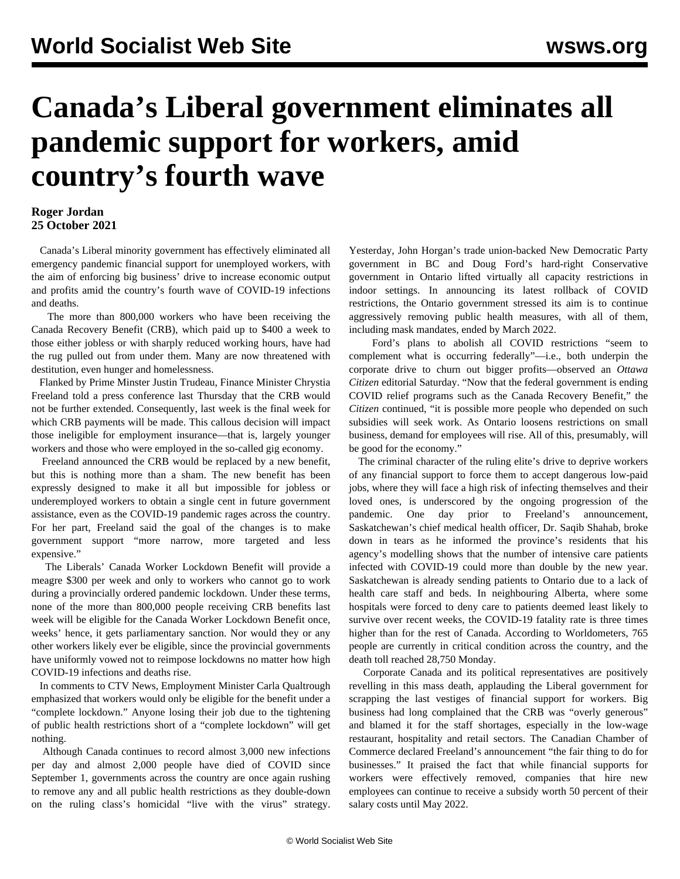# Canada's Liberal government eliminates all pandemic support for workers, amid country's fourth wave

**Roger Jordan**
**25 October 2021**

Canada's Liberal minority government has effectively eliminated all emergency pandemic financial support for unemployed workers, with the aim of enforcing big business' drive to increase economic output and profits amid the country's fourth wave of COVID-19 infections and deaths.

The more than 800,000 workers who have been receiving the Canada Recovery Benefit (CRB), which paid up to $400 a week to those either jobless or with sharply reduced working hours, have had the rug pulled out from under them. Many are now threatened with destitution, even hunger and homelessness.

Flanked by Prime Minster Justin Trudeau, Finance Minister Chrystia Freeland told a press conference last Thursday that the CRB would not be further extended. Consequently, last week is the final week for which CRB payments will be made. This callous decision will impact those ineligible for employment insurance—that is, largely younger workers and those who were employed in the so-called gig economy.

Freeland announced the CRB would be replaced by a new benefit, but this is nothing more than a sham. The new benefit has been expressly designed to make it all but impossible for jobless or underemployed workers to obtain a single cent in future government assistance, even as the COVID-19 pandemic rages across the country. For her part, Freeland said the goal of the changes is to make government support "more narrow, more targeted and less expensive."

The Liberals' Canada Worker Lockdown Benefit will provide a meagre $300 per week and only to workers who cannot go to work during a provincially ordered pandemic lockdown. Under these terms, none of the more than 800,000 people receiving CRB benefits last week will be eligible for the Canada Worker Lockdown Benefit once, weeks' hence, it gets parliamentary sanction. Nor would they or any other workers likely ever be eligible, since the provincial governments have uniformly vowed not to reimpose lockdowns no matter how high COVID-19 infections and deaths rise.

In comments to CTV News, Employment Minister Carla Qualtrough emphasized that workers would only be eligible for the benefit under a "complete lockdown." Anyone losing their job due to the tightening of public health restrictions short of a "complete lockdown" will get nothing.

Although Canada continues to record almost 3,000 new infections per day and almost 2,000 people have died of COVID since September 1, governments across the country are once again rushing to remove any and all public health restrictions as they double-down on the ruling class's homicidal "live with the virus" strategy. Yesterday, John Horgan's trade union-backed New Democratic Party government in BC and Doug Ford's hard-right Conservative government in Ontario lifted virtually all capacity restrictions in indoor settings. In announcing its latest rollback of COVID restrictions, the Ontario government stressed its aim is to continue aggressively removing public health measures, with all of them, including mask mandates, ended by March 2022.

Ford's plans to abolish all COVID restrictions "seem to complement what is occurring federally"—i.e., both underpin the corporate drive to churn out bigger profits—observed an *Ottawa Citizen* editorial Saturday. "Now that the federal government is ending COVID relief programs such as the Canada Recovery Benefit," the *Citizen* continued, "it is possible more people who depended on such subsidies will seek work. As Ontario loosens restrictions on small business, demand for employees will rise. All of this, presumably, will be good for the economy."

The criminal character of the ruling elite's drive to deprive workers of any financial support to force them to accept dangerous low-paid jobs, where they will face a high risk of infecting themselves and their loved ones, is underscored by the ongoing progression of the pandemic. One day prior to Freeland's announcement, Saskatchewan's chief medical health officer, Dr. Saqib Shahab, broke down in tears as he informed the province's residents that his agency's modelling shows that the number of intensive care patients infected with COVID-19 could more than double by the new year. Saskatchewan is already sending patients to Ontario due to a lack of health care staff and beds. In neighbouring Alberta, where some hospitals were forced to deny care to patients deemed least likely to survive over recent weeks, the COVID-19 fatality rate is three times higher than for the rest of Canada. According to Worldometers, 765 people are currently in critical condition across the country, and the death toll reached 28,750 Monday.

Corporate Canada and its political representatives are positively revelling in this mass death, applauding the Liberal government for scrapping the last vestiges of financial support for workers. Big business had long complained that the CRB was "overly generous" and blamed it for the staff shortages, especially in the low-wage restaurant, hospitality and retail sectors. The Canadian Chamber of Commerce declared Freeland's announcement "the fair thing to do for businesses." It praised the fact that while financial supports for workers were effectively removed, companies that hire new employees can continue to receive a subsidy worth 50 percent of their salary costs until May 2022.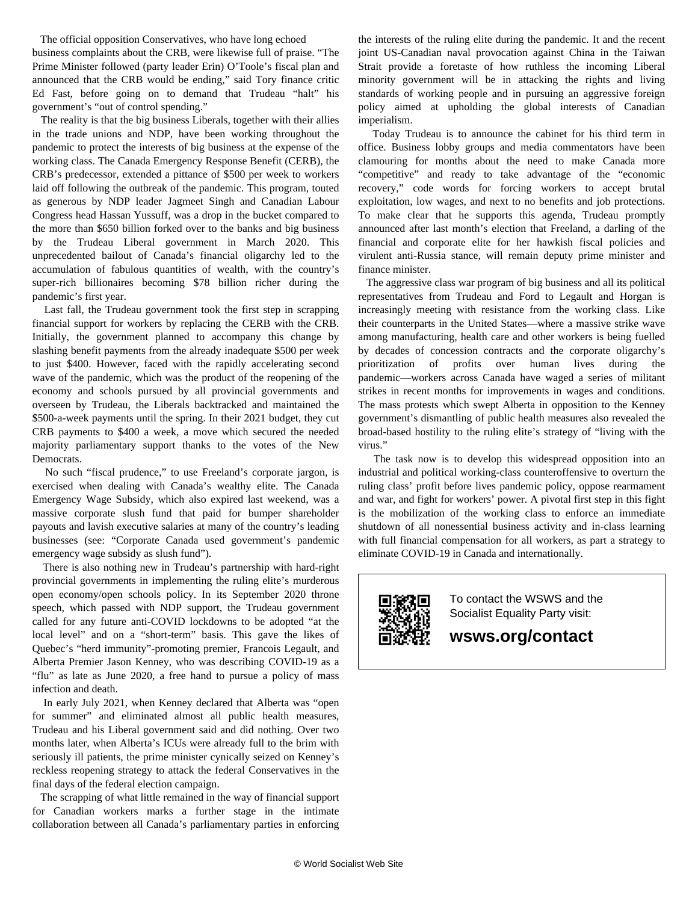The official opposition Conservatives, who have long echoed business complaints about the CRB, were likewise full of praise. "The Prime Minister followed (party leader Erin) O'Toole's fiscal plan and announced that the CRB would be ending," said Tory finance critic Ed Fast, before going on to demand that Trudeau "halt" his government's "out of control spending."

The reality is that the big business Liberals, together with their allies in the trade unions and NDP, have been working throughout the pandemic to protect the interests of big business at the expense of the working class. The Canada Emergency Response Benefit (CERB), the CRB's predecessor, extended a pittance of $500 per week to workers laid off following the outbreak of the pandemic. This program, touted as generous by NDP leader Jagmeet Singh and Canadian Labour Congress head Hassan Yussuff, was a drop in the bucket compared to the more than $650 billion forked over to the banks and big business by the Trudeau Liberal government in March 2020. This unprecedented bailout of Canada's financial oligarchy led to the accumulation of fabulous quantities of wealth, with the country's super-rich billionaires becoming $78 billion richer during the pandemic's first year.

Last fall, the Trudeau government took the first step in scrapping financial support for workers by replacing the CERB with the CRB. Initially, the government planned to accompany this change by slashing benefit payments from the already inadequate $500 per week to just $400. However, faced with the rapidly accelerating second wave of the pandemic, which was the product of the reopening of the economy and schools pursued by all provincial governments and overseen by Trudeau, the Liberals backtracked and maintained the $500-a-week payments until the spring. In their 2021 budget, they cut CRB payments to $400 a week, a move which secured the needed majority parliamentary support thanks to the votes of the New Democrats.

No such "fiscal prudence," to use Freeland's corporate jargon, is exercised when dealing with Canada's wealthy elite. The Canada Emergency Wage Subsidy, which also expired last weekend, was a massive corporate slush fund that paid for bumper shareholder payouts and lavish executive salaries at many of the country's leading businesses (see: "Corporate Canada used government's pandemic emergency wage subsidy as slush fund").

There is also nothing new in Trudeau's partnership with hard-right provincial governments in implementing the ruling elite's murderous open economy/open schools policy. In its September 2020 throne speech, which passed with NDP support, the Trudeau government called for any future anti-COVID lockdowns to be adopted "at the local level" and on a "short-term" basis. This gave the likes of Quebec's "herd immunity"-promoting premier, Francois Legault, and Alberta Premier Jason Kenney, who was describing COVID-19 as a "flu" as late as June 2020, a free hand to pursue a policy of mass infection and death.

In early July 2021, when Kenney declared that Alberta was "open for summer" and eliminated almost all public health measures, Trudeau and his Liberal government said and did nothing. Over two months later, when Alberta's ICUs were already full to the brim with seriously ill patients, the prime minister cynically seized on Kenney's reckless reopening strategy to attack the federal Conservatives in the final days of the federal election campaign.

The scrapping of what little remained in the way of financial support for Canadian workers marks a further stage in the intimate collaboration between all Canada's parliamentary parties in enforcing the interests of the ruling elite during the pandemic. It and the recent joint US-Canadian naval provocation against China in the Taiwan Strait provide a foretaste of how ruthless the incoming Liberal minority government will be in attacking the rights and living standards of working people and in pursuing an aggressive foreign policy aimed at upholding the global interests of Canadian imperialism.

Today Trudeau is to announce the cabinet for his third term in office. Business lobby groups and media commentators have been clamouring for months about the need to make Canada more "competitive" and ready to take advantage of the "economic recovery," code words for forcing workers to accept brutal exploitation, low wages, and next to no benefits and job protections. To make clear that he supports this agenda, Trudeau promptly announced after last month's election that Freeland, a darling of the financial and corporate elite for her hawkish fiscal policies and virulent anti-Russia stance, will remain deputy prime minister and finance minister.

The aggressive class war program of big business and all its political representatives from Trudeau and Ford to Legault and Horgan is increasingly meeting with resistance from the working class. Like their counterparts in the United States—where a massive strike wave among manufacturing, health care and other workers is being fuelled by decades of concession contracts and the corporate oligarchy's prioritization of profits over human lives during the pandemic—workers across Canada have waged a series of militant strikes in recent months for improvements in wages and conditions. The mass protests which swept Alberta in opposition to the Kenney government's dismantling of public health measures also revealed the broad-based hostility to the ruling elite's strategy of "living with the virus."

The task now is to develop this widespread opposition into an industrial and political working-class counteroffensive to overturn the ruling class' profit before lives pandemic policy, oppose rearmament and war, and fight for workers' power. A pivotal first step in this fight is the mobilization of the working class to enforce an immediate shutdown of all nonessential business activity and in-class learning with full financial compensation for all workers, as part a strategy to eliminate COVID-19 in Canada and internationally.

To contact the WSWS and the Socialist Equality Party visit:

**wsws.org/contact**